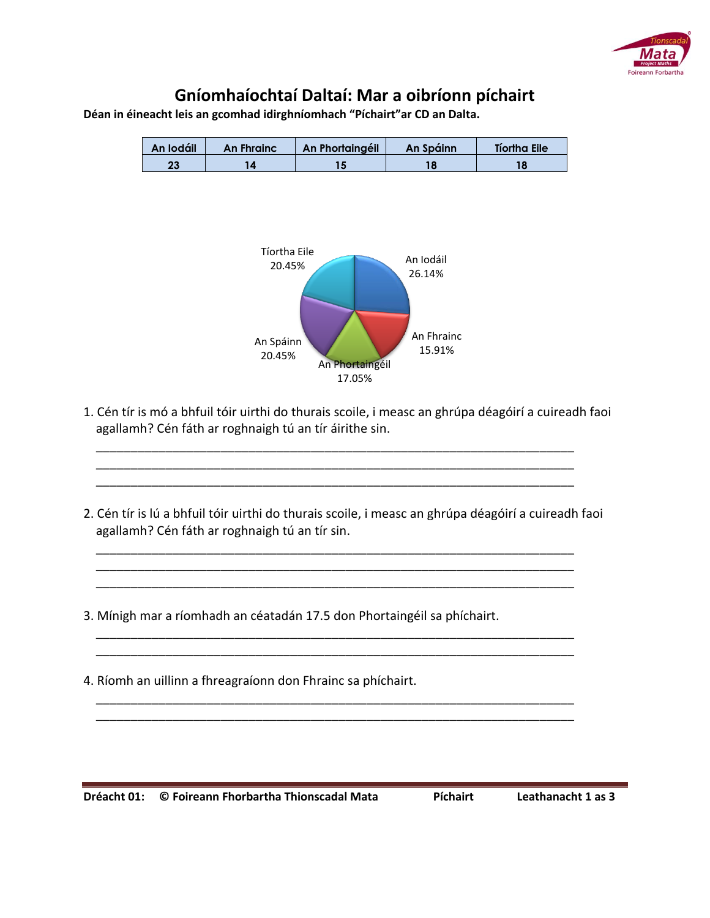// Gníomhaíochtaí Daltaí: Mar a oibríonn píchairt

**Déan in éineacht leis an gcomhad idirghníomhach "Píchairt"ar CD an Dalta.**

| An Iodáil | An Fhrainc | An Phortaingéil | An Spáinn | Tíortha Eile |
|---|---|---|---|---|
| 23 | 14 | 15 | 18 | 18 |

Tíortha Eile 20.45%
An Iodáil 26.14%
An Fhrainc 15.91%
An Phortaingéil 17.05%
An Spáinn 20.45%

1. Cén tír is mó a bhfuil tóir uirthi do thurais scoile, i measc an ghrúpa déagóirí a cuireadh faoi agallamh? Cén fáth ar roghnaigh tú an tír áirithe sin.

_______________________________________________________________________
_______________________________________________________________________
_______________________________________________________________________

2. Cén tír is lú a bhfuil tóir uirthi do thurais scoile, i measc an ghrúpa déagóirí a cuireadh faoi agallamh? Cén fáth ar roghnaigh tú an tír sin.

_______________________________________________________________________
_______________________________________________________________________
_______________________________________________________________________

3. Mínigh mar a ríomhadh an céatadán 17.5 don Phortaingéil sa phíchairt.

_______________________________________________________________________
_______________________________________________________________________

4. Ríomh an uillinn a fhreagraíonn don Fhrainc sa phíchairt.

_______________________________________________________________________
_______________________________________________________________________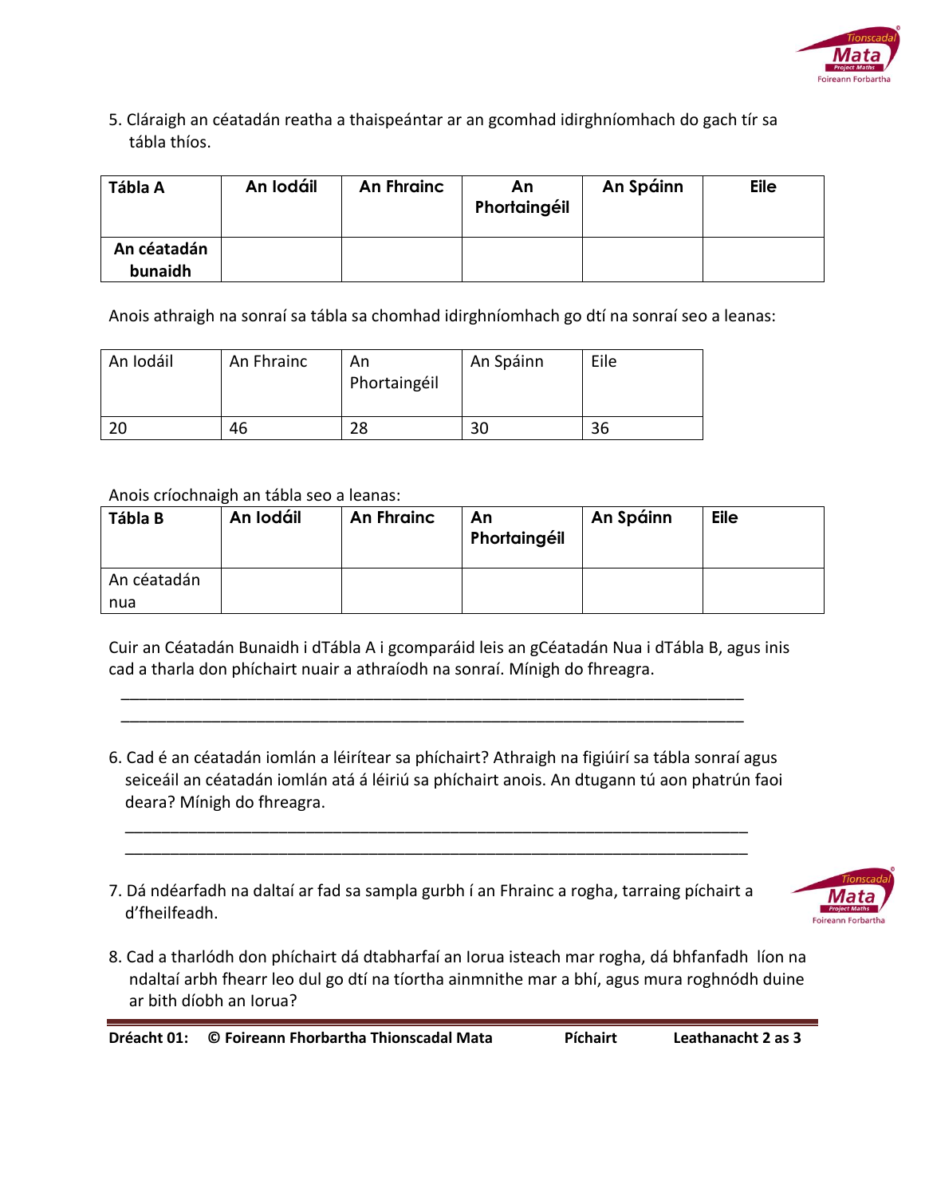5. Cláraigh an céatadán reatha a thaispeántar ar an gcomhad idirghníomhach do gach tír sa tábla thíos.

| **Tábla A** | **An Iodáil** | **An Fhrainc** | **An Phortaingéil** | **An Spáinn** | **Eile** |
|---|---|---|---|---|---|
| **An céatadán bunaidh** | | | | | |

Anois athraigh na sonraí sa tábla sa chomhad idirghníomhach go dtí na sonraí seo a leanas:

| An Iodáil | An Fhrainc | An Phortaingéil | An Spáinn | Eile |
|---|---|---|---|---|
| 20 | 46 | 28 | 30 | 36 |

Anois críochnaigh an tábla seo a leanas:

| **Tábla B** | **An Iodáil** | **An Fhrainc** | **An Phortaingéil** | **An Spáinn** | **Eile** |
|---|---|---|---|---|---|
| An céatadán nua | | | | | |

Cuir an Céatadán Bunaidh i dTábla A i gcomparáid leis an gCéatadán Nua i dTábla B, agus inis cad a tharla don phíchairt nuair a athraíodh na sonraí. Mínigh do fhreagra.

_______________________________________________________________________________

_______________________________________________________________________________

6. Cad é an céatadán iomlán a léirítear sa phíchairt? Athraigh na figiúirí sa tábla sonraí agus seiceáil an céatadán iomlán atá á léiriú sa phíchairt anois. An dtugann tú aon phatrún faoi deara? Mínigh do fhreagra.

_______________________________________________________________________________

_______________________________________________________________________________

7. Dá ndéarfadh na daltaí ar fad sa sampla gurbh í an Fhrainc a rogha, tarraing píchairt a d'fheilfeadh.

8. Cad a tharlódh don phíchairt dá dtabharfaí an Iorua isteach mar rogha, dá bhfanfadh líon na ndaltaí arbh fhearr leo dul go dtí na tíortha ainmnithe mar a bhí, agus mura roghnódh duine ar bith díobh an Iorua?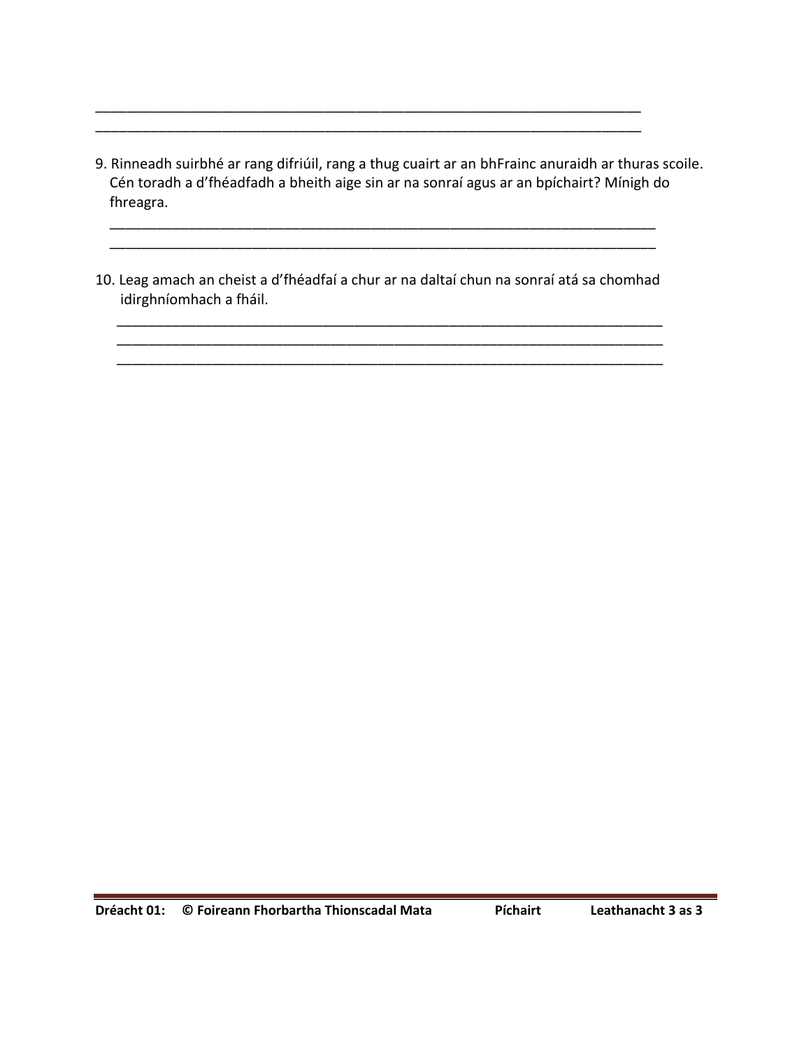\_\_\_\_\_\_\_\_\_\_\_\_\_\_\_\_\_\_\_\_\_\_\_\_\_\_\_\_\_\_\_\_\_\_\_\_\_\_\_\_\_\_\_\_\_\_\_\_\_\_\_\_\_\_\_\_\_\_\_\_\_\_\_\_\_\_\_\_\_\_\_\_

\_\_\_\_\_\_\_\_\_\_\_\_\_\_\_\_\_\_\_\_\_\_\_\_\_\_\_\_\_\_\_\_\_\_\_\_\_\_\_\_\_\_\_\_\_\_\_\_\_\_\_\_\_\_\_\_\_\_\_\_\_\_\_\_\_\_\_\_\_\_\_\_

9. Rinneadh suirbhé ar rang difriúil, rang a thug cuairt ar an bhFrainc anuraidh ar thuras scoile. Cén toradh a d'fhéadfadh a bheith aige sin ar na sonraí agus ar an bpíchairt? Mínigh do fhreagra.

   \_\_\_\_\_\_\_\_\_\_\_\_\_\_\_\_\_\_\_\_\_\_\_\_\_\_\_\_\_\_\_\_\_\_\_\_\_\_\_\_\_\_\_\_\_\_\_\_\_\_\_\_\_\_\_\_\_\_\_\_\_\_\_\_\_\_\_\_\_\_\_\_

   \_\_\_\_\_\_\_\_\_\_\_\_\_\_\_\_\_\_\_\_\_\_\_\_\_\_\_\_\_\_\_\_\_\_\_\_\_\_\_\_\_\_\_\_\_\_\_\_\_\_\_\_\_\_\_\_\_\_\_\_\_\_\_\_\_\_\_\_\_\_\_\_

10. Leag amach an cheist a d'fhéadfaí a chur ar na daltaí chun na sonraí atá sa chomhad idirghníomhach a fháil.

    \_\_\_\_\_\_\_\_\_\_\_\_\_\_\_\_\_\_\_\_\_\_\_\_\_\_\_\_\_\_\_\_\_\_\_\_\_\_\_\_\_\_\_\_\_\_\_\_\_\_\_\_\_\_\_\_\_\_\_\_\_\_\_\_\_\_\_\_\_\_\_\_

    \_\_\_\_\_\_\_\_\_\_\_\_\_\_\_\_\_\_\_\_\_\_\_\_\_\_\_\_\_\_\_\_\_\_\_\_\_\_\_\_\_\_\_\_\_\_\_\_\_\_\_\_\_\_\_\_\_\_\_\_\_\_\_\_\_\_\_\_\_\_\_\_

    \_\_\_\_\_\_\_\_\_\_\_\_\_\_\_\_\_\_\_\_\_\_\_\_\_\_\_\_\_\_\_\_\_\_\_\_\_\_\_\_\_\_\_\_\_\_\_\_\_\_\_\_\_\_\_\_\_\_\_\_\_\_\_\_\_\_\_\_\_\_\_\_